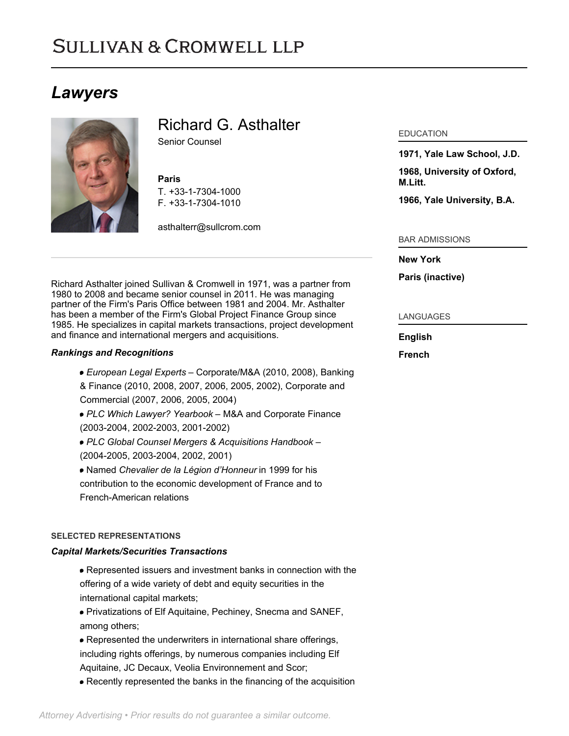# SULLIVAN & CROMWELL LLP

## *Lawyers*

### Richard G. Asthalter

Senior Counsel

**Paris**
T. +33-1-7304-1000
F. +33-1-7304-1010

asthalterr@sullcrom.com

EDUCATION

**1971, Yale Law School, J.D.**

**1968, University of Oxford, M.Litt.**

**1966, Yale University, B.A.**

BAR ADMISSIONS

**New York**

**Paris (inactive)**

LANGUAGES

**English**

**French**

Richard Asthalter joined Sullivan & Cromwell in 1971, was a partner from 1980 to 2008 and became senior counsel in 2011. He was managing partner of the Firm's Paris Office between 1981 and 2004. Mr. Asthalter has been a member of the Firm's Global Project Finance Group since 1985. He specializes in capital markets transactions, project development and finance and international mergers and acquisitions.

***Rankings and Recognitions***

- *European Legal Experts* – Corporate/M&A (2010, 2008), Banking & Finance (2010, 2008, 2007, 2006, 2005, 2002), Corporate and Commercial (2007, 2006, 2005, 2004)
- *PLC Which Lawyer? Yearbook* – M&A and Corporate Finance (2003-2004, 2002-2003, 2001-2002)
- *PLC Global Counsel Mergers & Acquisitions Handbook* – (2004-2005, 2003-2004, 2002, 2001)
- Named *Chevalier de la Légion d'Honneur* in 1999 for his contribution to the economic development of France and to French-American relations

#### SELECTED REPRESENTATIONS

***Capital Markets/Securities Transactions***

- Represented issuers and investment banks in connection with the offering of a wide variety of debt and equity securities in the international capital markets;
- Privatizations of Elf Aquitaine, Pechiney, Snecma and SANEF, among others;
- Represented the underwriters in international share offerings, including rights offerings, by numerous companies including Elf Aquitaine, JC Decaux, Veolia Environnement and Scor;
- Recently represented the banks in the financing of the acquisition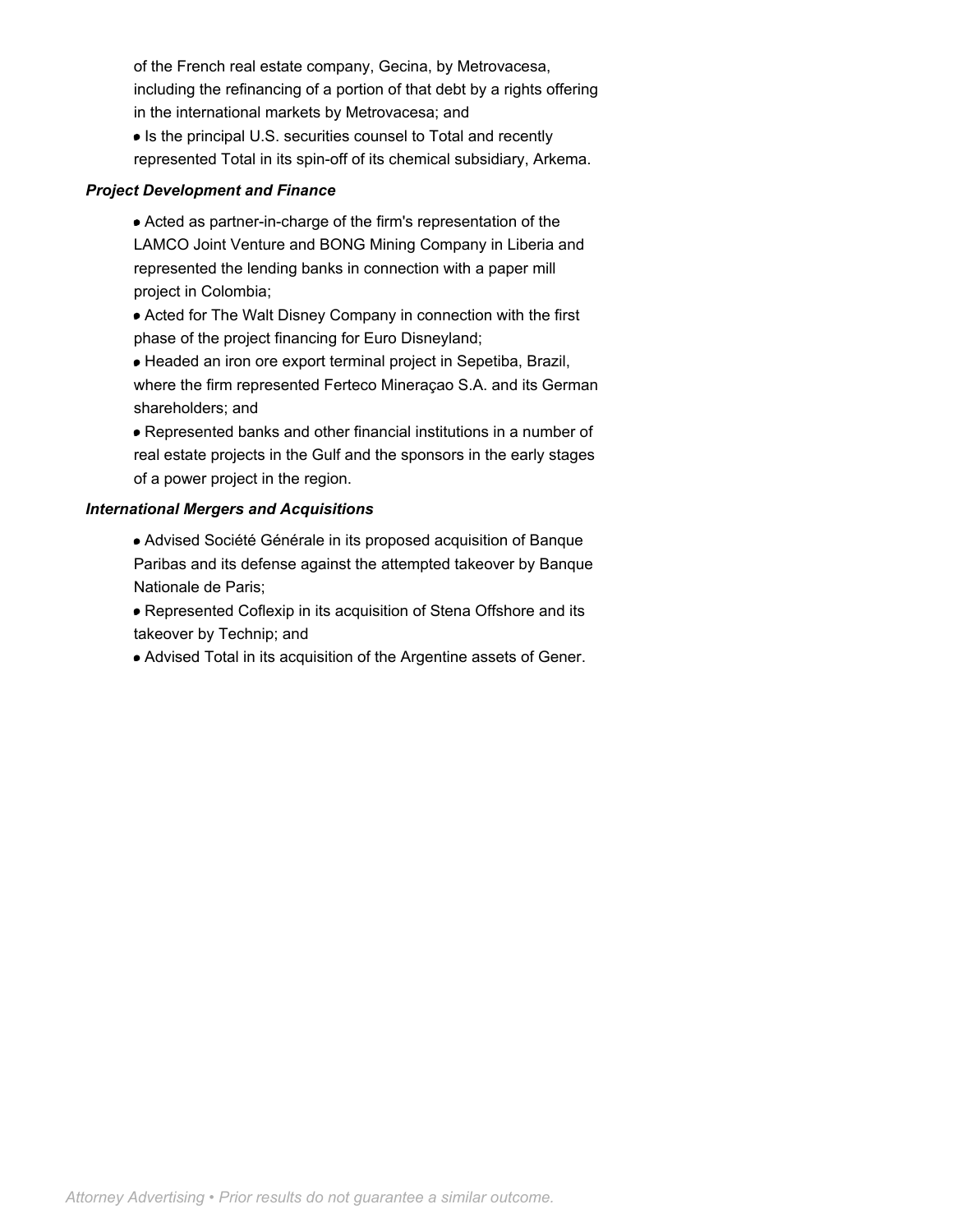of the French real estate company, Gecina, by Metrovacesa, including the refinancing of a portion of that debt by a rights offering in the international markets by Metrovacesa; and

- Is the principal U.S. securities counsel to Total and recently represented Total in its spin-off of its chemical subsidiary, Arkema.

***Project Development and Finance***

- Acted as partner-in-charge of the firm's representation of the LAMCO Joint Venture and BONG Mining Company in Liberia and represented the lending banks in connection with a paper mill project in Colombia;
- Acted for The Walt Disney Company in connection with the first phase of the project financing for Euro Disneyland;
- Headed an iron ore export terminal project in Sepetiba, Brazil, where the firm represented Ferteco Mineraçao S.A. and its German shareholders; and
- Represented banks and other financial institutions in a number of real estate projects in the Gulf and the sponsors in the early stages of a power project in the region.

***International Mergers and Acquisitions***

- Advised Société Générale in its proposed acquisition of Banque Paribas and its defense against the attempted takeover by Banque Nationale de Paris;
- Represented Coflexip in its acquisition of Stena Offshore and its takeover by Technip; and
- Advised Total in its acquisition of the Argentine assets of Gener.

*Attorney Advertising • Prior results do not guarantee a similar outcome.*